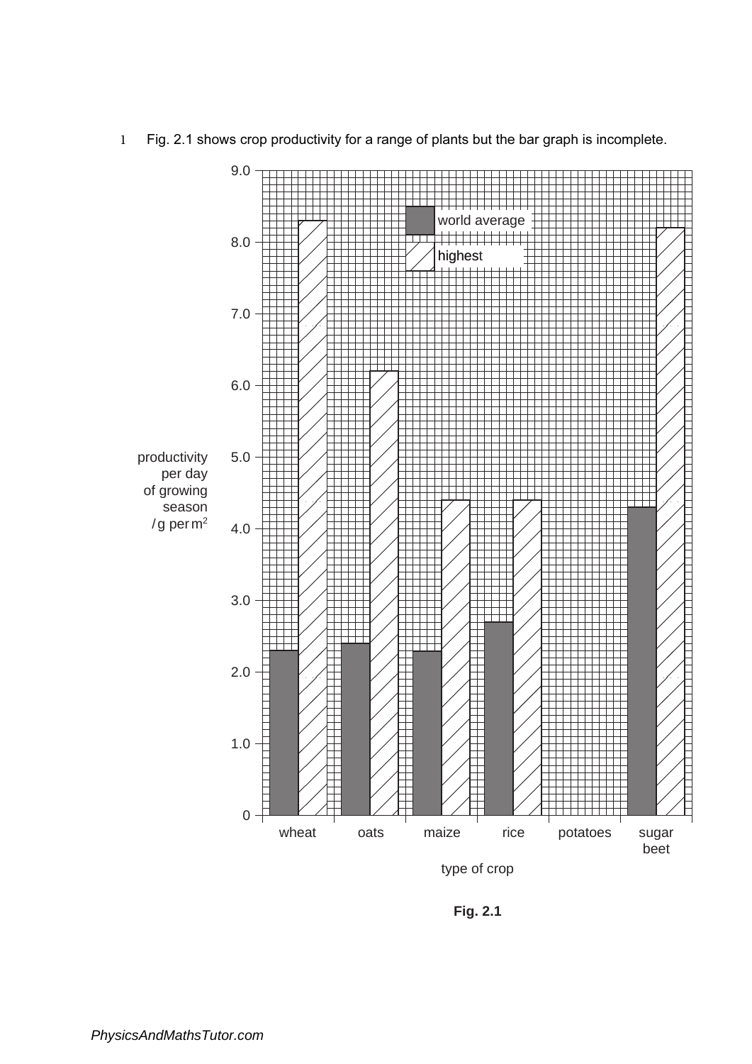1 Fig. 2.1 shows crop productivity for a range of plants but the bar graph is incomplete.

| type of crop | world average productivity per day of growing season / g per $m^2$ | highest productivity per day of growing season / g per $m^2$ |
|---|---|---|
| wheat | 2.3 | 8.3 |
| oats | 2.4 | 6.2 |
| maize | 2.3 | 4.4 |
| rice | 2.7 | 4.4 |
| potatoes | | |
| sugar beet | 4.3 | 8.2 |

**Fig. 2.1**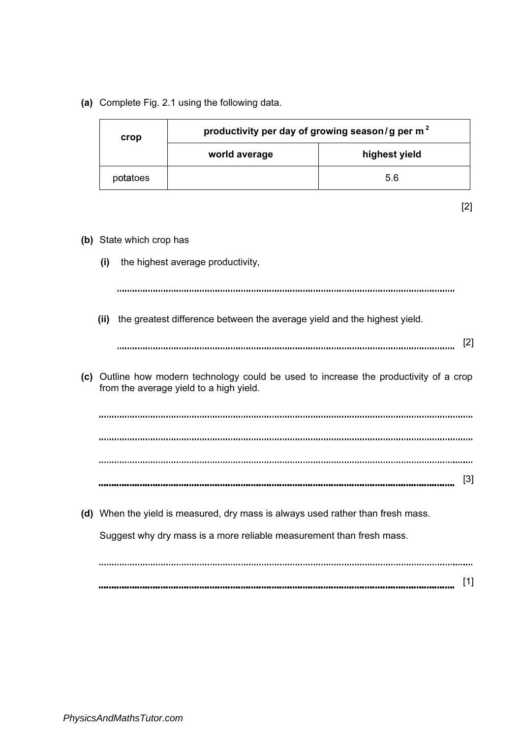**(a)** Complete Fig. 2.1 using the following data.

| crop | productivity per day of growing season / g per m $^2$ | |
|---|---|---|
| | **world average** | **highest yield** |
| potatoes | | 5.6 |

[2]

**(b)** State which crop has

**(i)** the highest average productivity,

..............................................................................................................................

**(ii)** the greatest difference between the average yield and the highest yield.

.............................................................................................................................. [2]

**(c)** Outline how modern technology could be used to increase the productivity of a crop from the average yield to a high yield.

..............................................................................................................................

..............................................................................................................................

..............................................................................................................................

.............................................................................................................................. [3]

**(d)** When the yield is measured, dry mass is always used rather than fresh mass.

Suggest why dry mass is a more reliable measurement than fresh mass.

..............................................................................................................................

.............................................................................................................................. [1]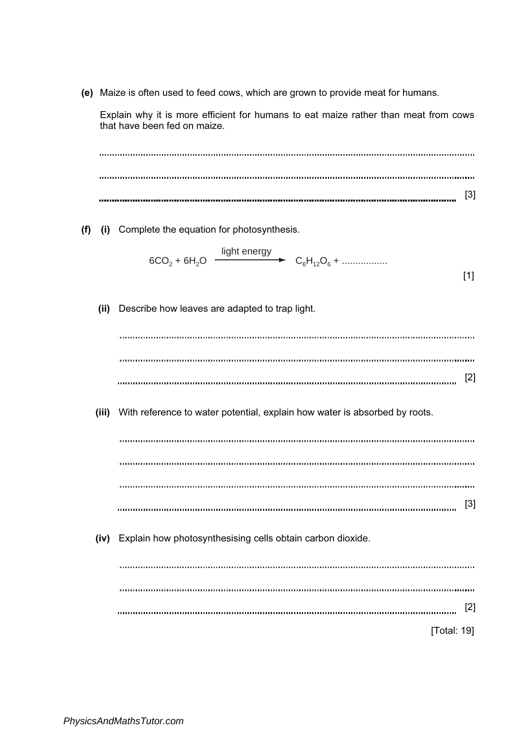**(e)** Maize is often used to feed cows, which are grown to provide meat for humans.

Explain why it is more efficient for humans to eat maize rather than meat from cows that have been fed on maize.

..........................................................................................................................................

..........................................................................................................................................

.......................................................................................................................................... [3]

**(f)** **(i)** Complete the equation for photosynthesis.

$$6CO_2 + 6H_2O \xrightarrow{\text{light energy}} C_6H_{12}O_6 + \text{.................}$$

[1]

**(ii)** Describe how leaves are adapted to trap light.

..........................................................................................................................................

..........................................................................................................................................

.......................................................................................................................................... [2]

**(iii)** With reference to water potential, explain how water is absorbed by roots.

..........................................................................................................................................

..........................................................................................................................................

..........................................................................................................................................

.......................................................................................................................................... [3]

**(iv)** Explain how photosynthesising cells obtain carbon dioxide.

..........................................................................................................................................

..........................................................................................................................................

.......................................................................................................................................... [2]

[Total: 19]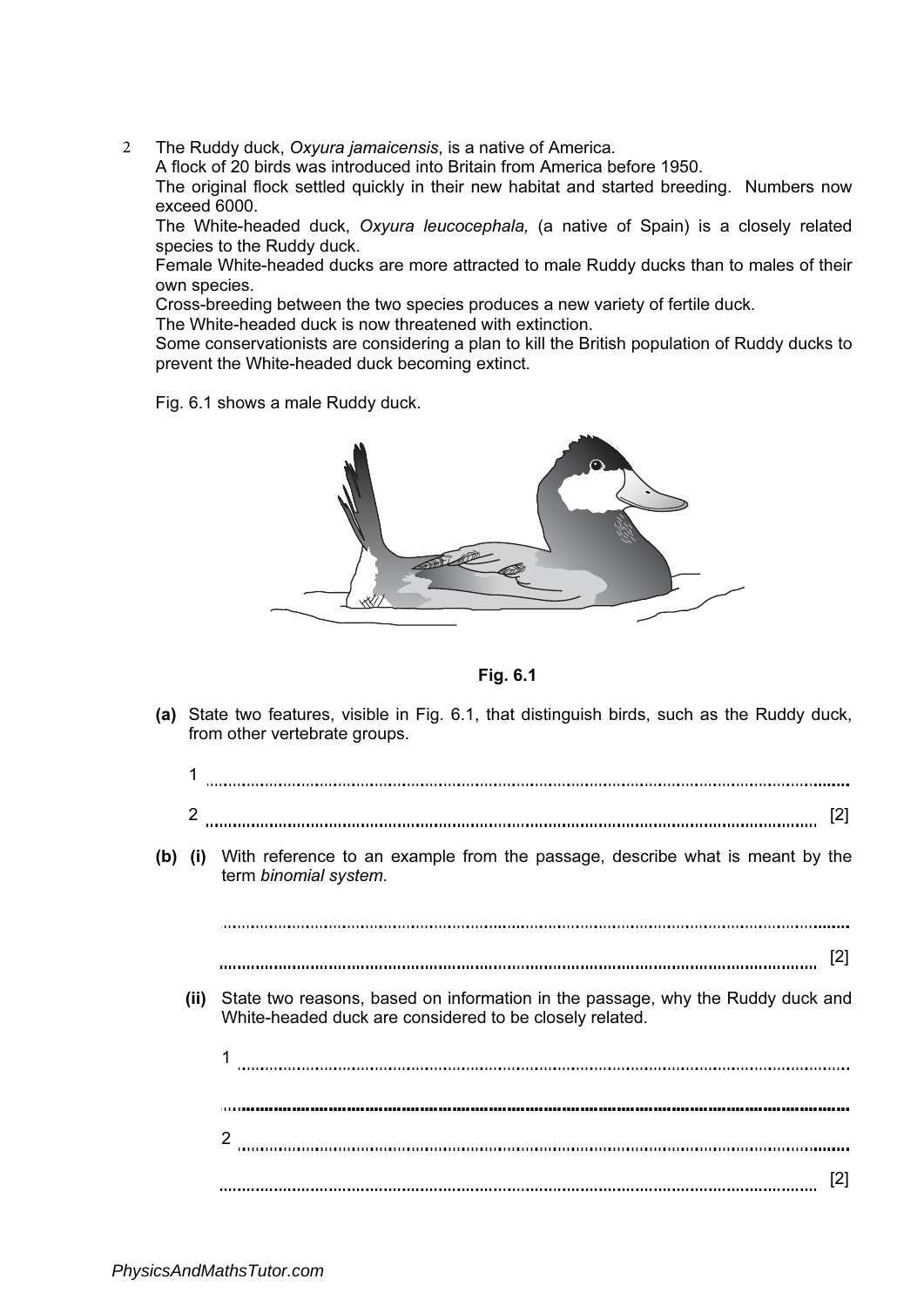2 The Ruddy duck, *Oxyura jamaicensis*, is a native of America.
A flock of 20 birds was introduced into Britain from America before 1950.
The original flock settled quickly in their new habitat and started breeding. Numbers now exceed 6000.
The White-headed duck, *Oxyura leucocephala,* (a native of Spain) is a closely related species to the Ruddy duck.
Female White-headed ducks are more attracted to male Ruddy ducks than to males of their own species.
Cross-breeding between the two species produces a new variety of fertile duck.
The White-headed duck is now threatened with extinction.
Some conservationists are considering a plan to kill the British population of Ruddy ducks to prevent the White-headed duck becoming extinct.

Fig. 6.1 shows a male Ruddy duck.

**Fig. 6.1**

**(a)** State two features, visible in Fig. 6.1, that distinguish birds, such as the Ruddy duck, from other vertebrate groups.

1 ..........................................................................................................................

2 .......................................................................................................................... [2]

**(b) (i)** With reference to an example from the passage, describe what is meant by the term *binomial system*.

..........................................................................................................................

.......................................................................................................................... [2]

**(ii)** State two reasons, based on information in the passage, why the Ruddy duck and White-headed duck are considered to be closely related.

1 ..........................................................................................................................

..........................................................................................................................

2 ..........................................................................................................................

.......................................................................................................................... [2]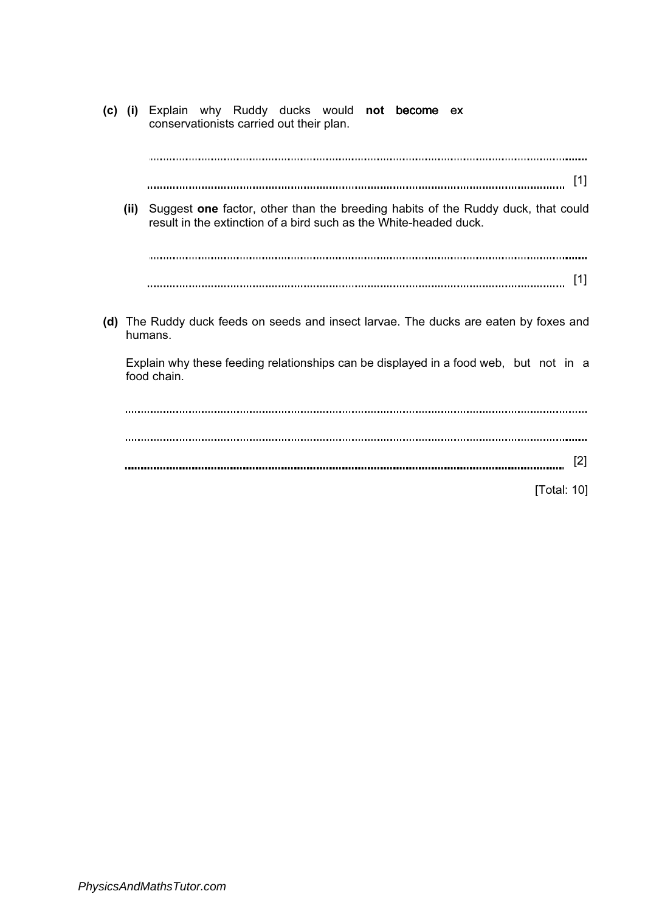**(c) (i)** Explain why Ruddy ducks would **not** become ex conservationists carried out their plan.

........................................................................................................................................

........................................................................................................................................ [1]

**(ii)** Suggest **one** factor, other than the breeding habits of the Ruddy duck, that could result in the extinction of a bird such as the White-headed duck.

........................................................................................................................................

........................................................................................................................................ [1]

**(d)** The Ruddy duck feeds on seeds and insect larvae. The ducks are eaten by foxes and humans.

Explain why these feeding relationships can be displayed in a food web, but not in a food chain.

........................................................................................................................................

........................................................................................................................................

........................................................................................................................................ [2]

[Total: 10]

PhysicsAndMathsTutor.com